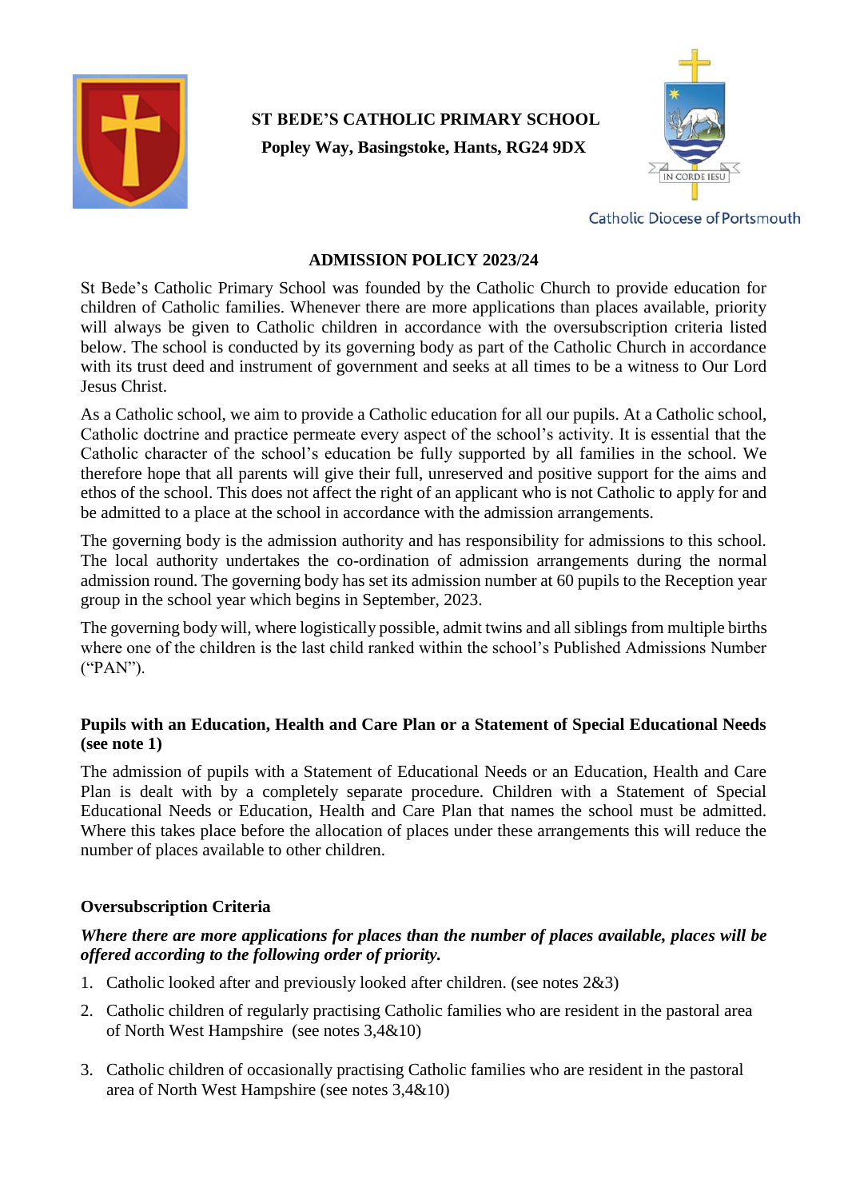**ST BEDE'S CATHOLIC PRIMARY SCHOOL**

**Popley Way, Basingstoke, Hants, RG24 9DX**

Catholic Diocese of Portsmouth

# ADMISSION POLICY 2023/24

St Bede's Catholic Primary School was founded by the Catholic Church to provide education for children of Catholic families. Whenever there are more applications than places available, priority will always be given to Catholic children in accordance with the oversubscription criteria listed below. The school is conducted by its governing body as part of the Catholic Church in accordance with its trust deed and instrument of government and seeks at all times to be a witness to Our Lord Jesus Christ.

As a Catholic school, we aim to provide a Catholic education for all our pupils. At a Catholic school, Catholic doctrine and practice permeate every aspect of the school's activity. It is essential that the Catholic character of the school's education be fully supported by all families in the school. We therefore hope that all parents will give their full, unreserved and positive support for the aims and ethos of the school. This does not affect the right of an applicant who is not Catholic to apply for and be admitted to a place at the school in accordance with the admission arrangements.

The governing body is the admission authority and has responsibility for admissions to this school. The local authority undertakes the co-ordination of admission arrangements during the normal admission round. The governing body has set its admission number at 60 pupils to the Reception year group in the school year which begins in September, 2023.

The governing body will, where logistically possible, admit twins and all siblings from multiple births where one of the children is the last child ranked within the school's Published Admissions Number ("PAN").

## Pupils with an Education, Health and Care Plan or a Statement of Special Educational Needs (see note 1)

The admission of pupils with a Statement of Educational Needs or an Education, Health and Care Plan is dealt with by a completely separate procedure. Children with a Statement of Special Educational Needs or Education, Health and Care Plan that names the school must be admitted. Where this takes place before the allocation of places under these arrangements this will reduce the number of places available to other children.

## Oversubscription Criteria

***Where there are more applications for places than the number of places available, places will be offered according to the following order of priority.***

1. Catholic looked after and previously looked after children. (see notes 2&3)
2. Catholic children of regularly practising Catholic families who are resident in the pastoral area of North West Hampshire (see notes 3,4&10)
3. Catholic children of occasionally practising Catholic families who are resident in the pastoral area of North West Hampshire (see notes 3,4&10)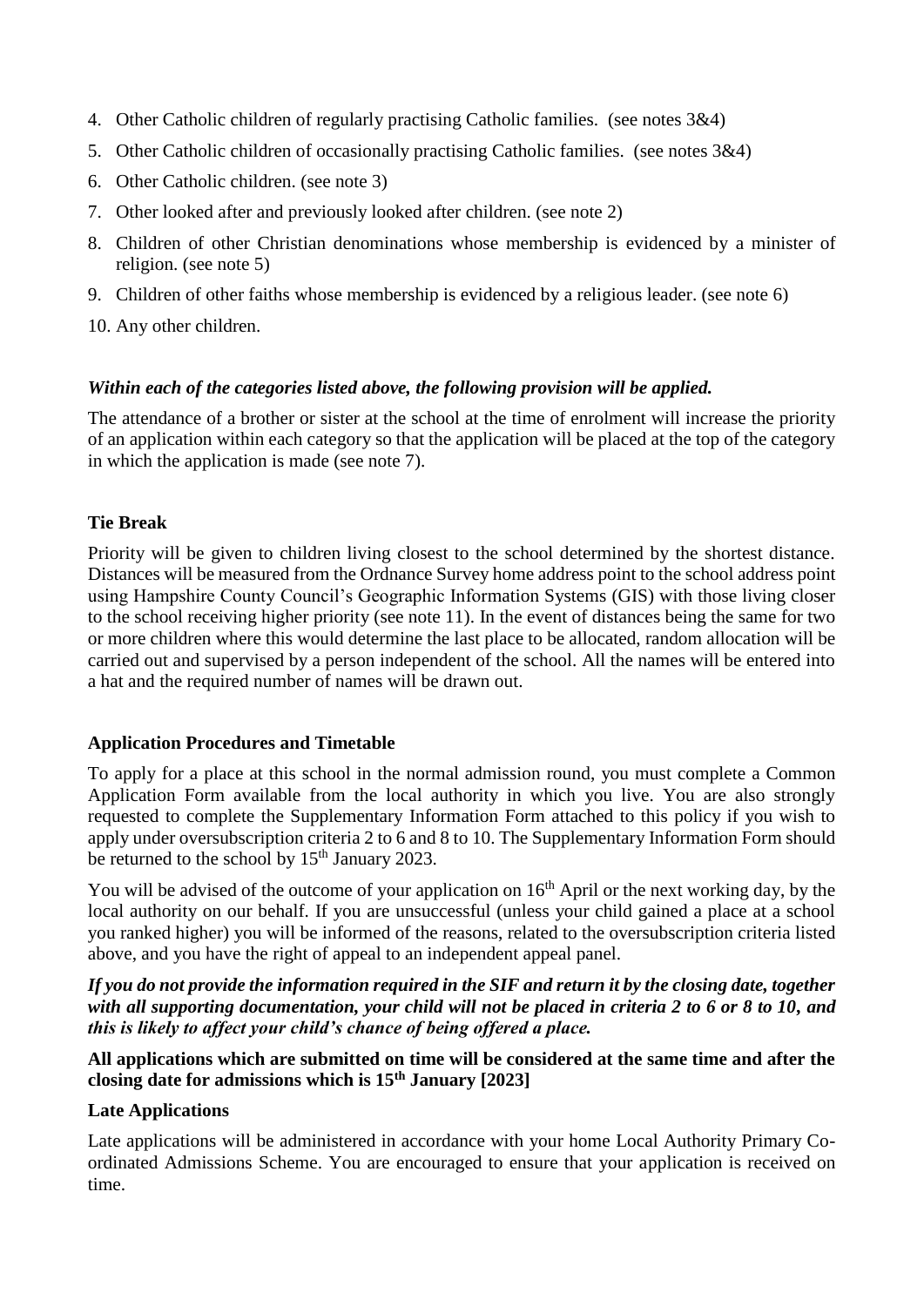4. Other Catholic children of regularly practising Catholic families. (see notes 3&4)
5. Other Catholic children of occasionally practising Catholic families. (see notes 3&4)
6. Other Catholic children. (see note 3)
7. Other looked after and previously looked after children. (see note 2)
8. Children of other Christian denominations whose membership is evidenced by a minister of religion. (see note 5)
9. Children of other faiths whose membership is evidenced by a religious leader. (see note 6)
10. Any other children.

***Within each of the categories listed above, the following provision will be applied.***

The attendance of a brother or sister at the school at the time of enrolment will increase the priority of an application within each category so that the application will be placed at the top of the category in which the application is made (see note 7).

**Tie Break**

Priority will be given to children living closest to the school determined by the shortest distance. Distances will be measured from the Ordnance Survey home address point to the school address point using Hampshire County Council's Geographic Information Systems (GIS) with those living closer to the school receiving higher priority (see note 11). In the event of distances being the same for two or more children where this would determine the last place to be allocated, random allocation will be carried out and supervised by a person independent of the school. All the names will be entered into a hat and the required number of names will be drawn out.

**Application Procedures and Timetable**

To apply for a place at this school in the normal admission round, you must complete a Common Application Form available from the local authority in which you live. You are also strongly requested to complete the Supplementary Information Form attached to this policy if you wish to apply under oversubscription criteria 2 to 6 and 8 to 10. The Supplementary Information Form should be returned to the school by 15th January 2023.

You will be advised of the outcome of your application on 16th April or the next working day, by the local authority on our behalf. If you are unsuccessful (unless your child gained a place at a school you ranked higher) you will be informed of the reasons, related to the oversubscription criteria listed above, and you have the right of appeal to an independent appeal panel.

***If you do not provide the information required in the SIF and return it by the closing date, together with all supporting documentation, your child will not be placed in criteria 2 to 6 or 8 to 10, and this is likely to affect your child's chance of being offered a place.***

**All applications which are submitted on time will be considered at the same time and after the closing date for admissions which is 15th January [2023]**

**Late Applications**

Late applications will be administered in accordance with your home Local Authority Primary Co-ordinated Admissions Scheme. You are encouraged to ensure that your application is received on time.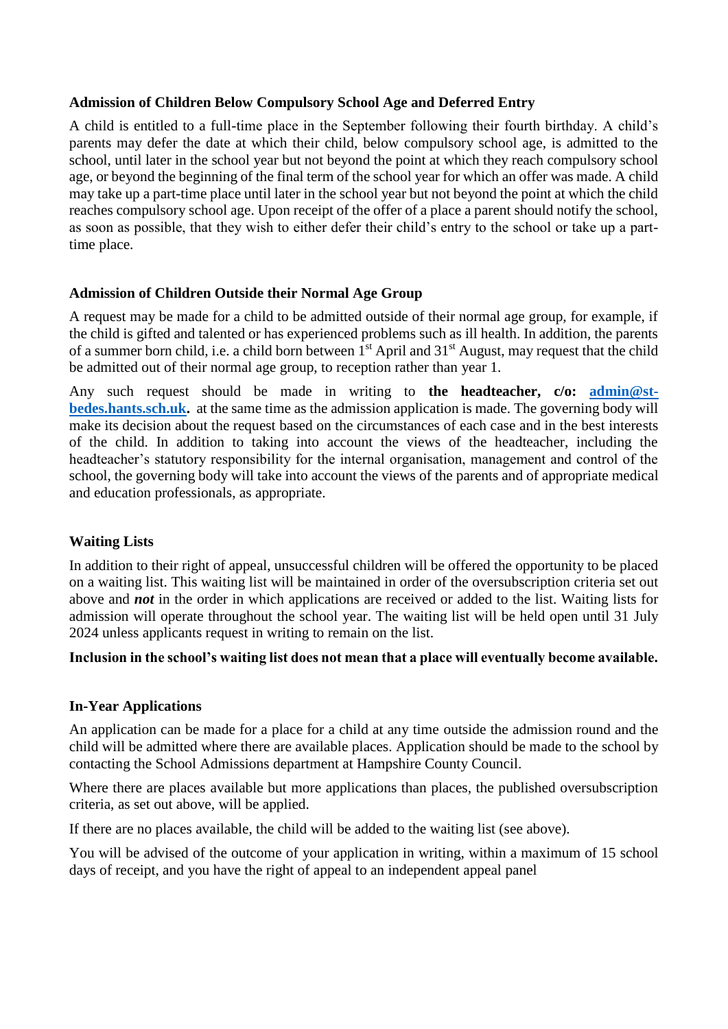### Admission of Children Below Compulsory School Age and Deferred Entry

A child is entitled to a full-time place in the September following their fourth birthday. A child's parents may defer the date at which their child, below compulsory school age, is admitted to the school, until later in the school year but not beyond the point at which they reach compulsory school age, or beyond the beginning of the final term of the school year for which an offer was made. A child may take up a part-time place until later in the school year but not beyond the point at which the child reaches compulsory school age. Upon receipt of the offer of a place a parent should notify the school, as soon as possible, that they wish to either defer their child's entry to the school or take up a part-time place.

### Admission of Children Outside their Normal Age Group

A request may be made for a child to be admitted outside of their normal age group, for example, if the child is gifted and talented or has experienced problems such as ill health. In addition, the parents of a summer born child, i.e. a child born between 1st April and 31st August, may request that the child be admitted out of their normal age group, to reception rather than year 1.

Any such request should be made in writing to **the headteacher, c/o: [admin@st-bedes.hants.sch.uk](mailto:admin@st-bedes.hants.sch.uk).** at the same time as the admission application is made. The governing body will make its decision about the request based on the circumstances of each case and in the best interests of the child. In addition to taking into account the views of the headteacher, including the headteacher's statutory responsibility for the internal organisation, management and control of the school, the governing body will take into account the views of the parents and of appropriate medical and education professionals, as appropriate.

### Waiting Lists

In addition to their right of appeal, unsuccessful children will be offered the opportunity to be placed on a waiting list. This waiting list will be maintained in order of the oversubscription criteria set out above and ***not*** in the order in which applications are received or added to the list. Waiting lists for admission will operate throughout the school year. The waiting list will be held open until 31 July 2024 unless applicants request in writing to remain on the list.

**Inclusion in the school's waiting list does not mean that a place will eventually become available.**

### In-Year Applications

An application can be made for a place for a child at any time outside the admission round and the child will be admitted where there are available places. Application should be made to the school by contacting the School Admissions department at Hampshire County Council.

Where there are places available but more applications than places, the published oversubscription criteria, as set out above, will be applied.

If there are no places available, the child will be added to the waiting list (see above).

You will be advised of the outcome of your application in writing, within a maximum of 15 school days of receipt, and you have the right of appeal to an independent appeal panel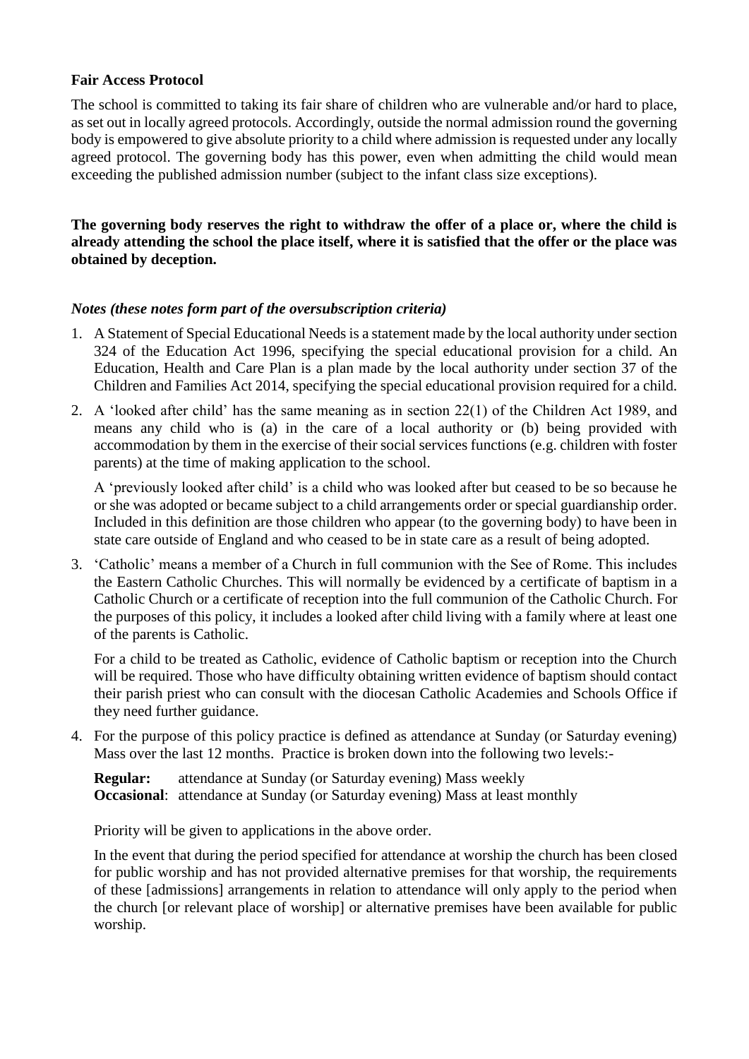**Fair Access Protocol**

The school is committed to taking its fair share of children who are vulnerable and/or hard to place, as set out in locally agreed protocols. Accordingly, outside the normal admission round the governing body is empowered to give absolute priority to a child where admission is requested under any locally agreed protocol. The governing body has this power, even when admitting the child would mean exceeding the published admission number (subject to the infant class size exceptions).

**The governing body reserves the right to withdraw the offer of a place or, where the child is already attending the school the place itself, where it is satisfied that the offer or the place was obtained by deception.**

***Notes (these notes form part of the oversubscription criteria)***

1. A Statement of Special Educational Needs is a statement made by the local authority under section 324 of the Education Act 1996, specifying the special educational provision for a child. An Education, Health and Care Plan is a plan made by the local authority under section 37 of the Children and Families Act 2014, specifying the special educational provision required for a child.

2. A 'looked after child' has the same meaning as in section 22(1) of the Children Act 1989, and means any child who is (a) in the care of a local authority or (b) being provided with accommodation by them in the exercise of their social services functions (e.g. children with foster parents) at the time of making application to the school.

   A 'previously looked after child' is a child who was looked after but ceased to be so because he or she was adopted or became subject to a child arrangements order or special guardianship order. Included in this definition are those children who appear (to the governing body) to have been in state care outside of England and who ceased to be in state care as a result of being adopted.

3. 'Catholic' means a member of a Church in full communion with the See of Rome. This includes the Eastern Catholic Churches. This will normally be evidenced by a certificate of baptism in a Catholic Church or a certificate of reception into the full communion of the Catholic Church. For the purposes of this policy, it includes a looked after child living with a family where at least one of the parents is Catholic.

   For a child to be treated as Catholic, evidence of Catholic baptism or reception into the Church will be required. Those who have difficulty obtaining written evidence of baptism should contact their parish priest who can consult with the diocesan Catholic Academies and Schools Office if they need further guidance.

4. For the purpose of this policy practice is defined as attendance at Sunday (or Saturday evening) Mass over the last 12 months. Practice is broken down into the following two levels:-

   **Regular:** attendance at Sunday (or Saturday evening) Mass weekly
   **Occasional**: attendance at Sunday (or Saturday evening) Mass at least monthly

   Priority will be given to applications in the above order.

   In the event that during the period specified for attendance at worship the church has been closed for public worship and has not provided alternative premises for that worship, the requirements of these [admissions] arrangements in relation to attendance will only apply to the period when the church [or relevant place of worship] or alternative premises have been available for public worship.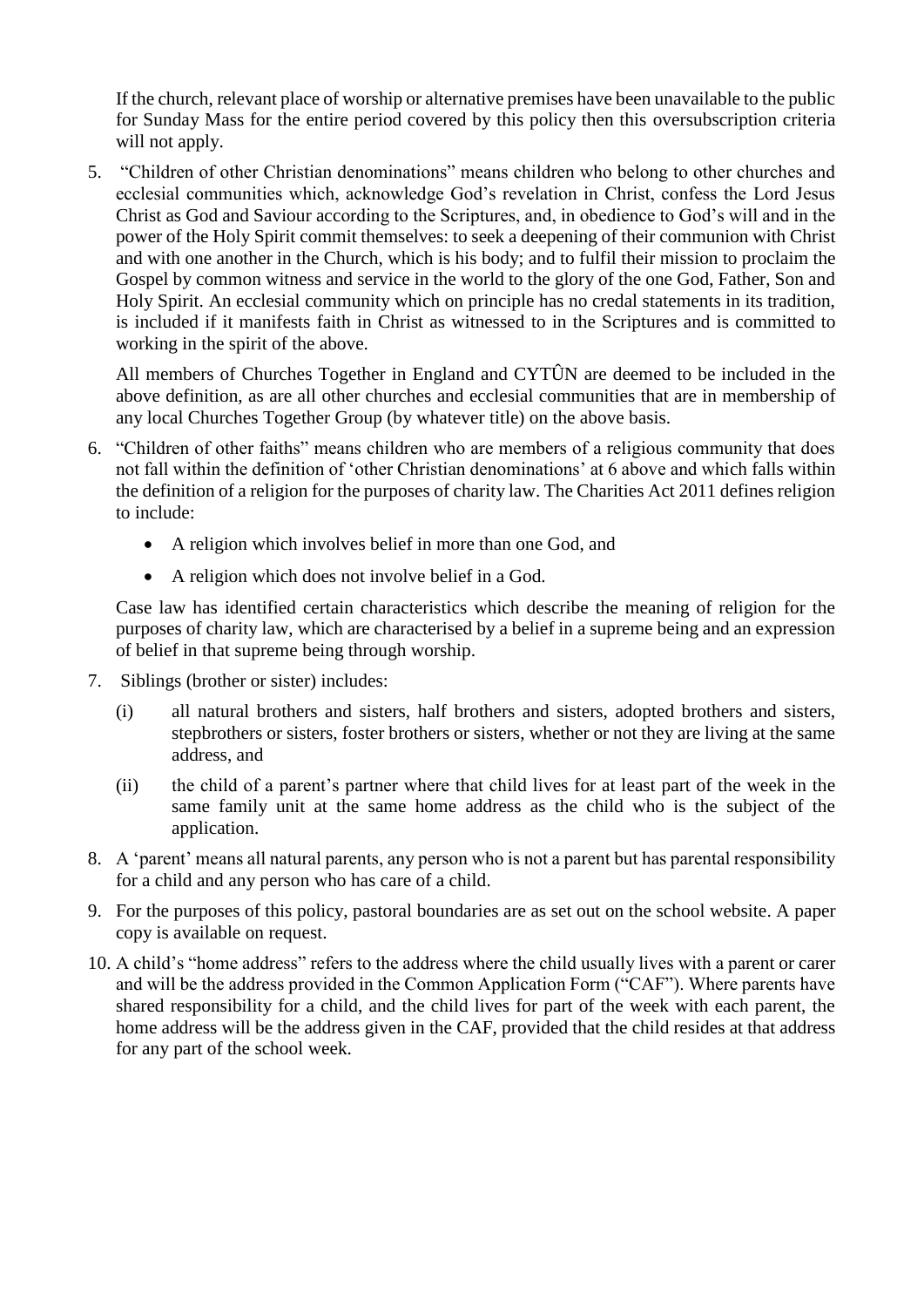If the church, relevant place of worship or alternative premises have been unavailable to the public for Sunday Mass for the entire period covered by this policy then this oversubscription criteria will not apply.

5. "Children of other Christian denominations" means children who belong to other churches and ecclesial communities which, acknowledge God's revelation in Christ, confess the Lord Jesus Christ as God and Saviour according to the Scriptures, and, in obedience to God's will and in the power of the Holy Spirit commit themselves: to seek a deepening of their communion with Christ and with one another in the Church, which is his body; and to fulfil their mission to proclaim the Gospel by common witness and service in the world to the glory of the one God, Father, Son and Holy Spirit. An ecclesial community which on principle has no credal statements in its tradition, is included if it manifests faith in Christ as witnessed to in the Scriptures and is committed to working in the spirit of the above.

   All members of Churches Together in England and CYTÛN are deemed to be included in the above definition, as are all other churches and ecclesial communities that are in membership of any local Churches Together Group (by whatever title) on the above basis.

6. "Children of other faiths" means children who are members of a religious community that does not fall within the definition of 'other Christian denominations' at 6 above and which falls within the definition of a religion for the purposes of charity law. The Charities Act 2011 defines religion to include:

   - A religion which involves belief in more than one God, and
   - A religion which does not involve belief in a God.

   Case law has identified certain characteristics which describe the meaning of religion for the purposes of charity law, which are characterised by a belief in a supreme being and an expression of belief in that supreme being through worship.

7. Siblings (brother or sister) includes:

   (i) all natural brothers and sisters, half brothers and sisters, adopted brothers and sisters, stepbrothers or sisters, foster brothers or sisters, whether or not they are living at the same address, and

   (ii) the child of a parent's partner where that child lives for at least part of the week in the same family unit at the same home address as the child who is the subject of the application.

8. A 'parent' means all natural parents, any person who is not a parent but has parental responsibility for a child and any person who has care of a child.

9. For the purposes of this policy, pastoral boundaries are as set out on the school website. A paper copy is available on request.

10. A child's "home address" refers to the address where the child usually lives with a parent or carer and will be the address provided in the Common Application Form ("CAF"). Where parents have shared responsibility for a child, and the child lives for part of the week with each parent, the home address will be the address given in the CAF, provided that the child resides at that address for any part of the school week.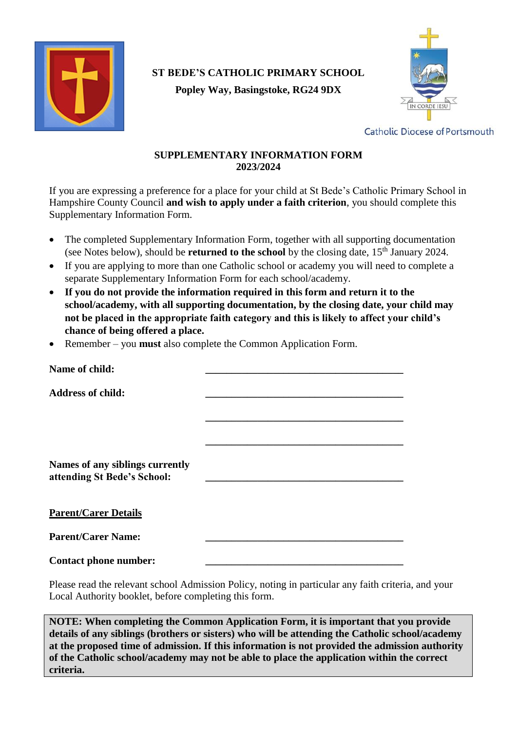**ST BEDE'S CATHOLIC PRIMARY SCHOOL**

**Popley Way, Basingstoke, RG24 9DX**

IN CORDE IESU

Catholic Diocese of Portsmouth

# SUPPLEMENTARY INFORMATION FORM 2023/2024

If you are expressing a preference for a place for your child at St Bede's Catholic Primary School in Hampshire County Council **and wish to apply under a faith criterion**, you should complete this Supplementary Information Form.

- The completed Supplementary Information Form, together with all supporting documentation (see Notes below), should be **returned to the school** by the closing date, 15th January 2024.
- If you are applying to more than one Catholic school or academy you will need to complete a separate Supplementary Information Form for each school/academy.
- **If you do not provide the information required in this form and return it to the school/academy, with all supporting documentation, by the closing date, your child may not be placed in the appropriate faith category and this is likely to affect your child's chance of being offered a place.**
- Remember – you **must** also complete the Common Application Form.

**Name of child:** ________________________________________

**Address of child:** ________________________________________

________________________________________

________________________________________

**Names of any siblings currently attending St Bede's School:** ________________________________________

**<u>Parent/Carer Details</u>**

**Parent/Carer Name:** ________________________________________

**Contact phone number:** ________________________________________

Please read the relevant school Admission Policy, noting in particular any faith criteria, and your Local Authority booklet, before completing this form.

**NOTE: When completing the Common Application Form, it is important that you provide details of any siblings (brothers or sisters) who will be attending the Catholic school/academy at the proposed time of admission. If this information is not provided the admission authority of the Catholic school/academy may not be able to place the application within the correct criteria.**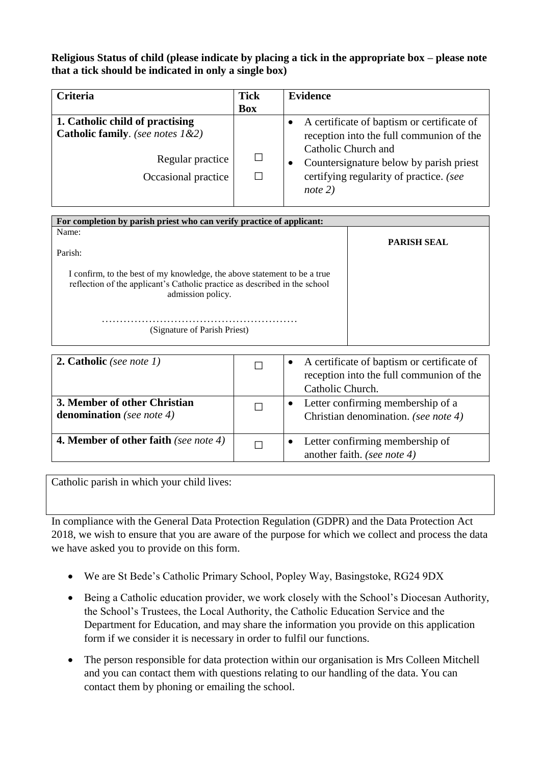**Religious Status of child (please indicate by placing a tick in the appropriate box – please note that a tick should be indicated in only a single box)**

| Criteria | Tick Box | Evidence |
|---|---|---|
| **1. Catholic child of practising Catholic family**. *(see notes 1&2)*<br>Regular practice<br>Occasional practice | <br>☐<br>☐ | • A certificate of baptism or certificate of reception into the full communion of the Catholic Church and<br>• Countersignature below by parish priest certifying regularity of practice. *(see note 2)* |

| For completion by parish priest who can verify practice of applicant: | |
|---|---|
| Name:<br><br>Parish:<br><br>I confirm, to the best of my knowledge, the above statement to be a true reflection of the applicant's Catholic practice as described in the school admission policy.<br><br>……………………………………………<br>(Signature of Parish Priest) | **PARISH SEAL** |

| | | |
|---|---|---|
| **2. Catholic** *(see note 1)* | ☐ | • A certificate of baptism or certificate of reception into the full communion of the Catholic Church. |
| **3. Member of other Christian denomination** *(see note 4)* | ☐ | • Letter confirming membership of a Christian denomination. *(see note 4)* |
| **4. Member of other faith** *(see note 4)* | ☐ | • Letter confirming membership of another faith. *(see note 4)* |

| Catholic parish in which your child lives: |
|---|
| |

In compliance with the General Data Protection Regulation (GDPR) and the Data Protection Act 2018, we wish to ensure that you are aware of the purpose for which we collect and process the data we have asked you to provide on this form.

- We are St Bede's Catholic Primary School, Popley Way, Basingstoke, RG24 9DX
- Being a Catholic education provider, we work closely with the School's Diocesan Authority, the School's Trustees, the Local Authority, the Catholic Education Service and the Department for Education, and may share the information you provide on this application form if we consider it is necessary in order to fulfil our functions.
- The person responsible for data protection within our organisation is Mrs Colleen Mitchell and you can contact them with questions relating to our handling of the data. You can contact them by phoning or emailing the school.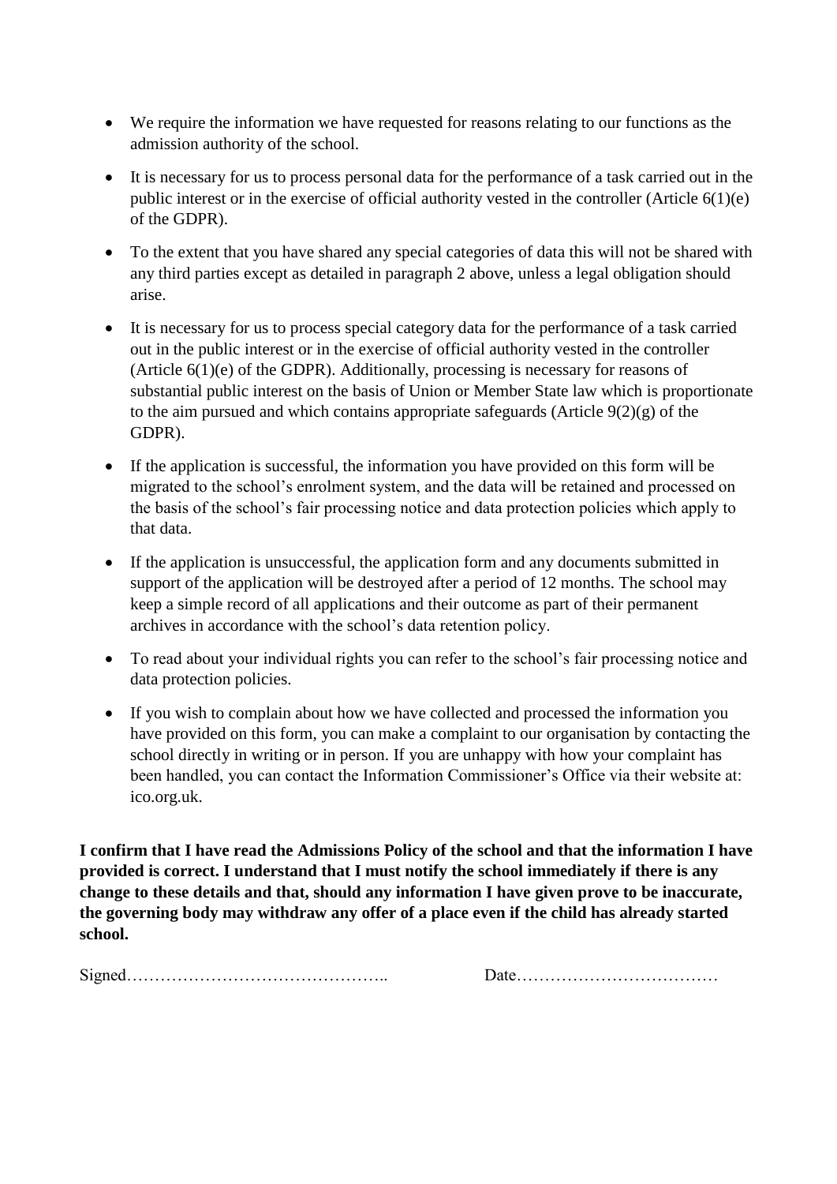- We require the information we have requested for reasons relating to our functions as the admission authority of the school.

- It is necessary for us to process personal data for the performance of a task carried out in the public interest or in the exercise of official authority vested in the controller (Article 6(1)(e) of the GDPR).

- To the extent that you have shared any special categories of data this will not be shared with any third parties except as detailed in paragraph 2 above, unless a legal obligation should arise.

- It is necessary for us to process special category data for the performance of a task carried out in the public interest or in the exercise of official authority vested in the controller (Article 6(1)(e) of the GDPR). Additionally, processing is necessary for reasons of substantial public interest on the basis of Union or Member State law which is proportionate to the aim pursued and which contains appropriate safeguards (Article 9(2)(g) of the GDPR).

- If the application is successful, the information you have provided on this form will be migrated to the school's enrolment system, and the data will be retained and processed on the basis of the school's fair processing notice and data protection policies which apply to that data.

- If the application is unsuccessful, the application form and any documents submitted in support of the application will be destroyed after a period of 12 months. The school may keep a simple record of all applications and their outcome as part of their permanent archives in accordance with the school's data retention policy.

- To read about your individual rights you can refer to the school's fair processing notice and data protection policies.

- If you wish to complain about how we have collected and processed the information you have provided on this form, you can make a complaint to our organisation by contacting the school directly in writing or in person. If you are unhappy with how your complaint has been handled, you can contact the Information Commissioner's Office via their website at: ico.org.uk.

**I confirm that I have read the Admissions Policy of the school and that the information I have provided is correct. I understand that I must notify the school immediately if there is any change to these details and that, should any information I have given prove to be inaccurate, the governing body may withdraw any offer of a place even if the child has already started school.**

Signed……………………………………….. Date………………………………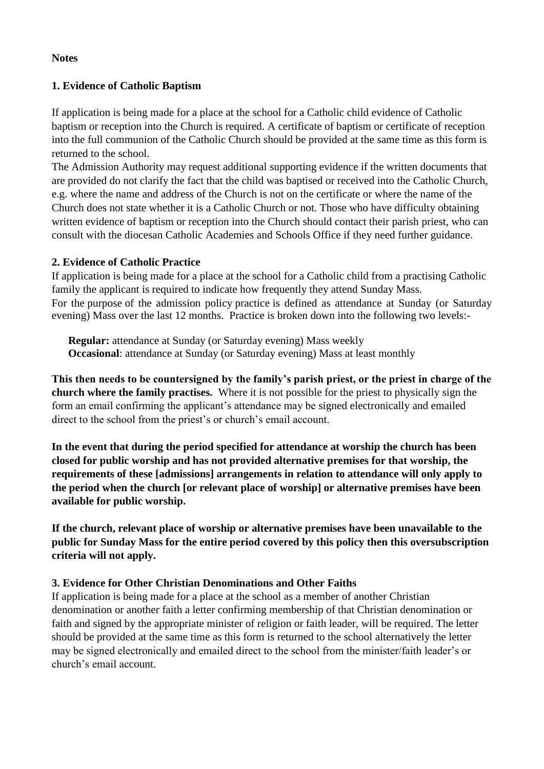**Notes**

**1. Evidence of Catholic Baptism**

If application is being made for a place at the school for a Catholic child evidence of Catholic baptism or reception into the Church is required. A certificate of baptism or certificate of reception into the full communion of the Catholic Church should be provided at the same time as this form is returned to the school.

The Admission Authority may request additional supporting evidence if the written documents that are provided do not clarify the fact that the child was baptised or received into the Catholic Church, e.g. where the name and address of the Church is not on the certificate or where the name of the Church does not state whether it is a Catholic Church or not. Those who have difficulty obtaining written evidence of baptism or reception into the Church should contact their parish priest, who can consult with the diocesan Catholic Academies and Schools Office if they need further guidance.

**2. Evidence of Catholic Practice**

If application is being made for a place at the school for a Catholic child from a practising Catholic family the applicant is required to indicate how frequently they attend Sunday Mass.

For the purpose of the admission policy practice is defined as attendance at Sunday (or Saturday evening) Mass over the last 12 months. Practice is broken down into the following two levels:-

**Regular:** attendance at Sunday (or Saturday evening) Mass weekly
**Occasional**: attendance at Sunday (or Saturday evening) Mass at least monthly

**This then needs to be countersigned by the family's parish priest, or the priest in charge of the church where the family practises.** Where it is not possible for the priest to physically sign the form an email confirming the applicant's attendance may be signed electronically and emailed direct to the school from the priest's or church's email account.

**In the event that during the period specified for attendance at worship the church has been closed for public worship and has not provided alternative premises for that worship, the requirements of these [admissions] arrangements in relation to attendance will only apply to the period when the church [or relevant place of worship] or alternative premises have been available for public worship.**

**If the church, relevant place of worship or alternative premises have been unavailable to the public for Sunday Mass for the entire period covered by this policy then this oversubscription criteria will not apply.**

**3. Evidence for Other Christian Denominations and Other Faiths**

If application is being made for a place at the school as a member of another Christian denomination or another faith a letter confirming membership of that Christian denomination or faith and signed by the appropriate minister of religion or faith leader, will be required. The letter should be provided at the same time as this form is returned to the school alternatively the letter may be signed electronically and emailed direct to the school from the minister/faith leader's or church's email account.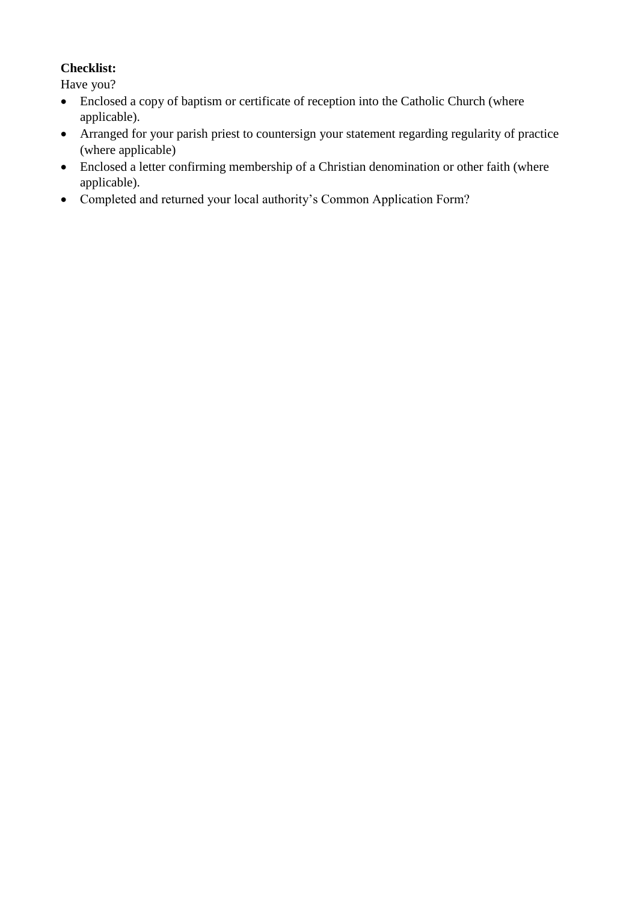**Checklist:**

Have you?

- Enclosed a copy of baptism or certificate of reception into the Catholic Church (where applicable).
- Arranged for your parish priest to countersign your statement regarding regularity of practice (where applicable)
- Enclosed a letter confirming membership of a Christian denomination or other faith (where applicable).
- Completed and returned your local authority's Common Application Form?